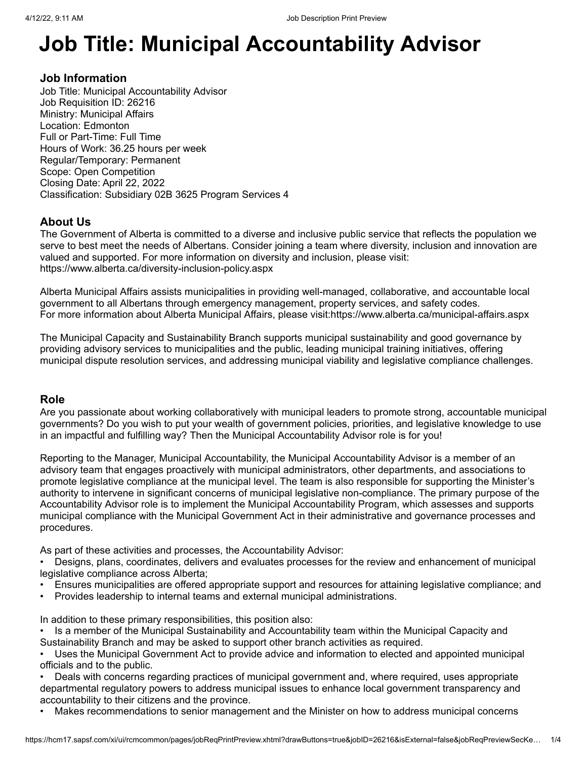# Job Title: Municipal Accountability Advisor

## Job Information

Job Title: Municipal Accountability Advisor
Job Requisition ID: 26216
Ministry: Municipal Affairs
Location: Edmonton
Full or Part-Time: Full Time
Hours of Work: 36.25 hours per week
Regular/Temporary: Permanent
Scope: Open Competition
Closing Date: April 22, 2022
Classification: Subsidiary 02B 3625 Program Services 4

## About Us

The Government of Alberta is committed to a diverse and inclusive public service that reflects the population we serve to best meet the needs of Albertans. Consider joining a team where diversity, inclusion and innovation are valued and supported. For more information on diversity and inclusion, please visit: https://www.alberta.ca/diversity-inclusion-policy.aspx

Alberta Municipal Affairs assists municipalities in providing well-managed, collaborative, and accountable local government to all Albertans through emergency management, property services, and safety codes.
For more information about Alberta Municipal Affairs, please visit:https://www.alberta.ca/municipal-affairs.aspx

The Municipal Capacity and Sustainability Branch supports municipal sustainability and good governance by providing advisory services to municipalities and the public, leading municipal training initiatives, offering municipal dispute resolution services, and addressing municipal viability and legislative compliance challenges.

## Role

Are you passionate about working collaboratively with municipal leaders to promote strong, accountable municipal governments? Do you wish to put your wealth of government policies, priorities, and legislative knowledge to use in an impactful and fulfilling way? Then the Municipal Accountability Advisor role is for you!

Reporting to the Manager, Municipal Accountability, the Municipal Accountability Advisor is a member of an advisory team that engages proactively with municipal administrators, other departments, and associations to promote legislative compliance at the municipal level. The team is also responsible for supporting the Minister's authority to intervene in significant concerns of municipal legislative non-compliance. The primary purpose of the Accountability Advisor role is to implement the Municipal Accountability Program, which assesses and supports municipal compliance with the Municipal Government Act in their administrative and governance processes and procedures.

As part of these activities and processes, the Accountability Advisor:

- Designs, plans, coordinates, delivers and evaluates processes for the review and enhancement of municipal legislative compliance across Alberta;
- Ensures municipalities are offered appropriate support and resources for attaining legislative compliance; and
- Provides leadership to internal teams and external municipal administrations.

In addition to these primary responsibilities, this position also:

- Is a member of the Municipal Sustainability and Accountability team within the Municipal Capacity and Sustainability Branch and may be asked to support other branch activities as required.
- Uses the Municipal Government Act to provide advice and information to elected and appointed municipal officials and to the public.
- Deals with concerns regarding practices of municipal government and, where required, uses appropriate departmental regulatory powers to address municipal issues to enhance local government transparency and accountability to their citizens and the province.
- Makes recommendations to senior management and the Minister on how to address municipal concerns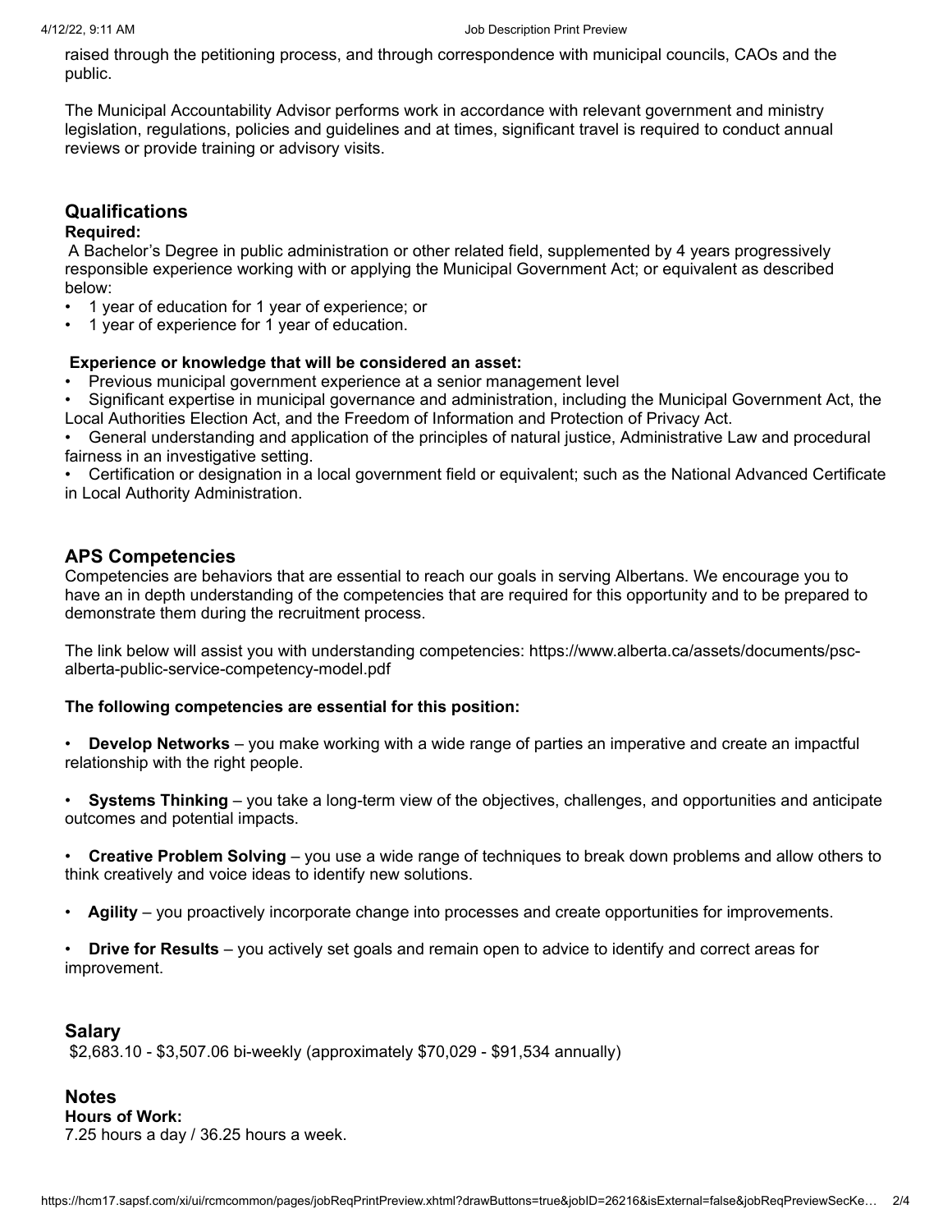raised through the petitioning process, and through correspondence with municipal councils, CAOs and the public.

The Municipal Accountability Advisor performs work in accordance with relevant government and ministry legislation, regulations, policies and guidelines and at times, significant travel is required to conduct annual reviews or provide training or advisory visits.

## Qualifications

**Required:**

A Bachelor's Degree in public administration or other related field, supplemented by 4 years progressively responsible experience working with or applying the Municipal Government Act; or equivalent as described below:

- 1 year of education for 1 year of experience; or
- 1 year of experience for 1 year of education.

**Experience or knowledge that will be considered an asset:**

- Previous municipal government experience at a senior management level
- Significant expertise in municipal governance and administration, including the Municipal Government Act, the Local Authorities Election Act, and the Freedom of Information and Protection of Privacy Act.
- General understanding and application of the principles of natural justice, Administrative Law and procedural fairness in an investigative setting.
- Certification or designation in a local government field or equivalent; such as the National Advanced Certificate in Local Authority Administration.

## APS Competencies

Competencies are behaviors that are essential to reach our goals in serving Albertans. We encourage you to have an in depth understanding of the competencies that are required for this opportunity and to be prepared to demonstrate them during the recruitment process.

The link below will assist you with understanding competencies: https://www.alberta.ca/assets/documents/psc-alberta-public-service-competency-model.pdf

**The following competencies are essential for this position:**

- **Develop Networks** – you make working with a wide range of parties an imperative and create an impactful relationship with the right people.
- **Systems Thinking** – you take a long-term view of the objectives, challenges, and opportunities and anticipate outcomes and potential impacts.
- **Creative Problem Solving** – you use a wide range of techniques to break down problems and allow others to think creatively and voice ideas to identify new solutions.
- **Agility** – you proactively incorporate change into processes and create opportunities for improvements.
- **Drive for Results** – you actively set goals and remain open to advice to identify and correct areas for improvement.

## Salary

$2,683.10 - $3,507.06 bi-weekly (approximately $70,029 - $91,534 annually)

## Notes

**Hours of Work:**

7.25 hours a day / 36.25 hours a week.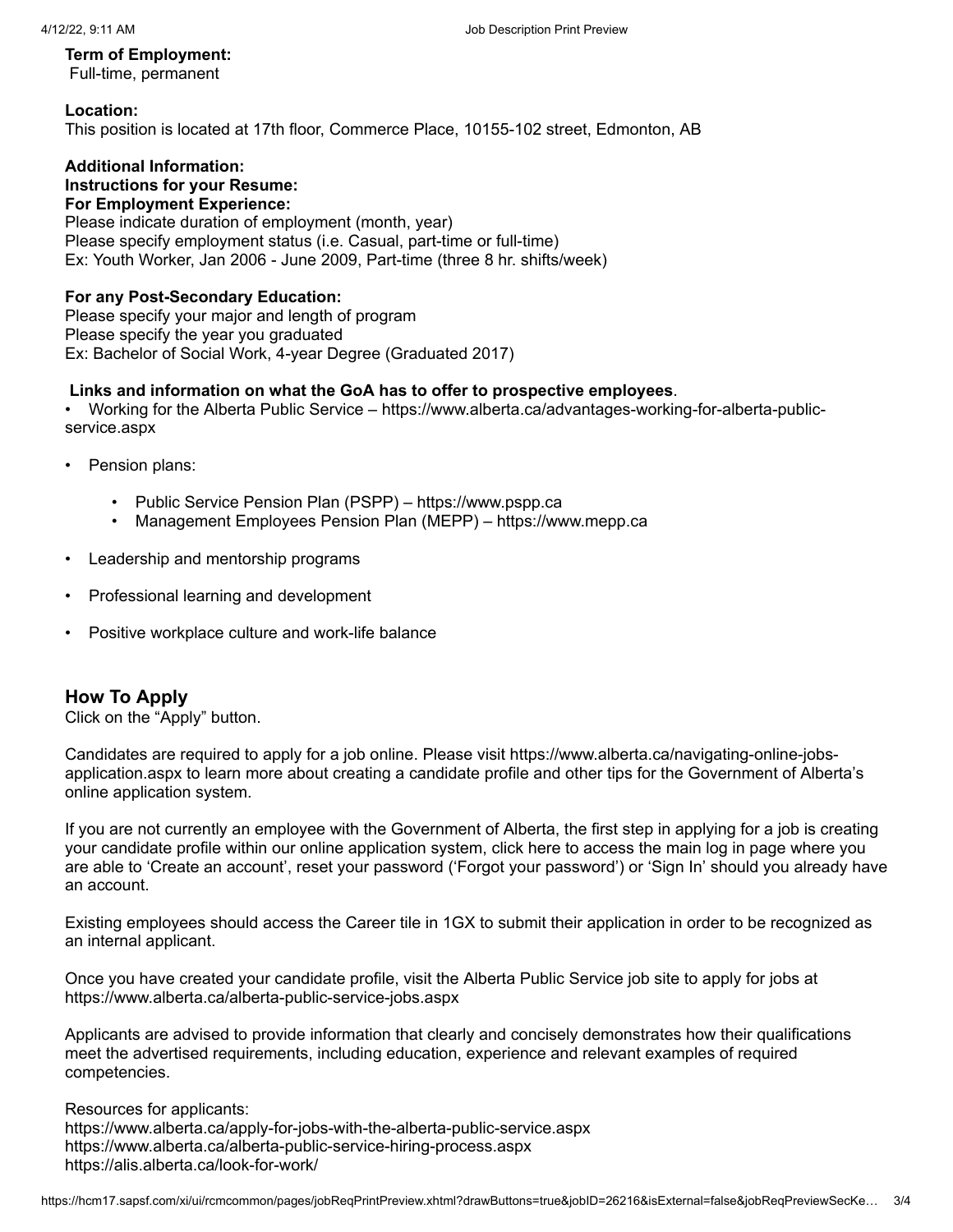**Term of Employment:**
Full-time, permanent

**Location:**
This position is located at 17th floor, Commerce Place, 10155-102 street, Edmonton, AB

**Additional Information:**
**Instructions for your Resume:**
**For Employment Experience:**
Please indicate duration of employment (month, year)
Please specify employment status (i.e. Casual, part-time or full-time)
Ex: Youth Worker, Jan 2006 - June 2009, Part-time (three 8 hr. shifts/week)

**For any Post-Secondary Education:**
Please specify your major and length of program
Please specify the year you graduated
Ex: Bachelor of Social Work, 4-year Degree (Graduated 2017)

**Links and information on what the GoA has to offer to prospective employees**.

- Working for the Alberta Public Service – https://www.alberta.ca/advantages-working-for-alberta-public-service.aspx
- Pension plans:
  - Public Service Pension Plan (PSPP) – https://www.pspp.ca
  - Management Employees Pension Plan (MEPP) – https://www.mepp.ca
- Leadership and mentorship programs
- Professional learning and development
- Positive workplace culture and work-life balance

## How To Apply

Click on the "Apply" button.

Candidates are required to apply for a job online. Please visit https://www.alberta.ca/navigating-online-jobs-application.aspx to learn more about creating a candidate profile and other tips for the Government of Alberta's online application system.

If you are not currently an employee with the Government of Alberta, the first step in applying for a job is creating your candidate profile within our online application system, click here to access the main log in page where you are able to 'Create an account', reset your password ('Forgot your password') or 'Sign In' should you already have an account.

Existing employees should access the Career tile in 1GX to submit their application in order to be recognized as an internal applicant.

Once you have created your candidate profile, visit the Alberta Public Service job site to apply for jobs at https://www.alberta.ca/alberta-public-service-jobs.aspx

Applicants are advised to provide information that clearly and concisely demonstrates how their qualifications meet the advertised requirements, including education, experience and relevant examples of required competencies.

Resources for applicants:
https://www.alberta.ca/apply-for-jobs-with-the-alberta-public-service.aspx
https://www.alberta.ca/alberta-public-service-hiring-process.aspx
https://alis.alberta.ca/look-for-work/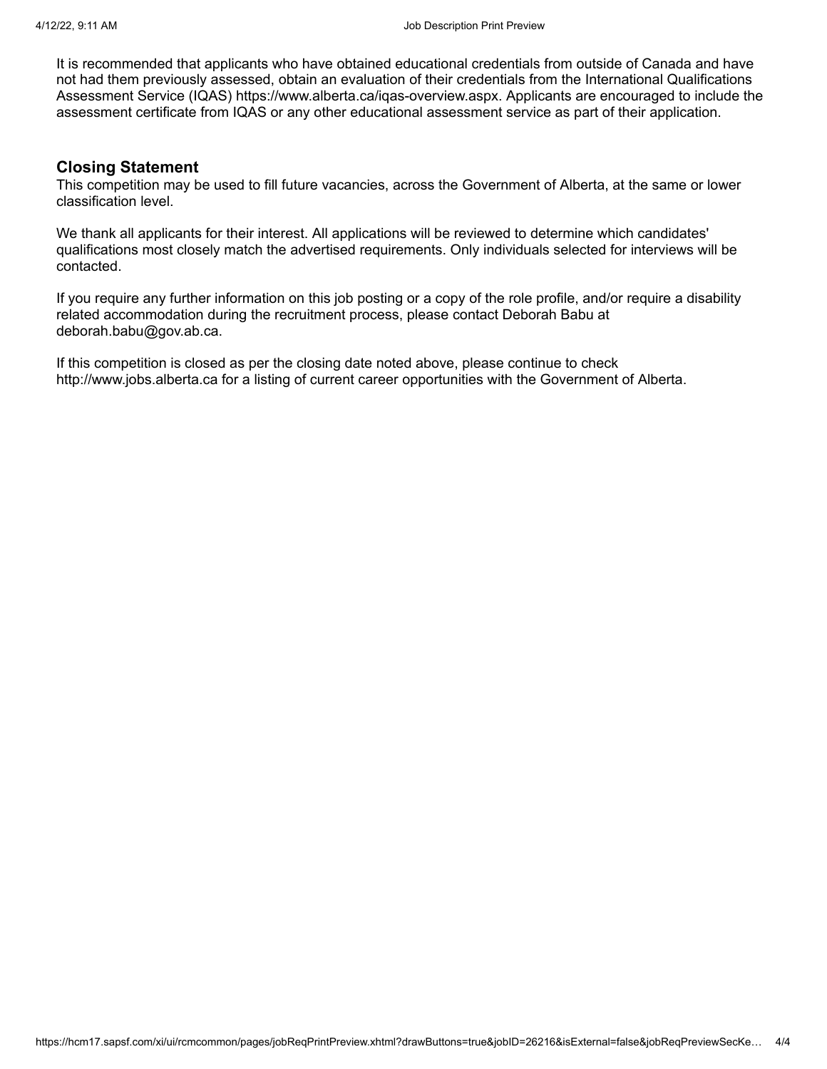It is recommended that applicants who have obtained educational credentials from outside of Canada and have not had them previously assessed, obtain an evaluation of their credentials from the International Qualifications Assessment Service (IQAS) https://www.alberta.ca/iqas-overview.aspx. Applicants are encouraged to include the assessment certificate from IQAS or any other educational assessment service as part of their application.

### Closing Statement

This competition may be used to fill future vacancies, across the Government of Alberta, at the same or lower classification level.

We thank all applicants for their interest. All applications will be reviewed to determine which candidates' qualifications most closely match the advertised requirements. Only individuals selected for interviews will be contacted.

If you require any further information on this job posting or a copy of the role profile, and/or require a disability related accommodation during the recruitment process, please contact Deborah Babu at deborah.babu@gov.ab.ca.

If this competition is closed as per the closing date noted above, please continue to check http://www.jobs.alberta.ca for a listing of current career opportunities with the Government of Alberta.